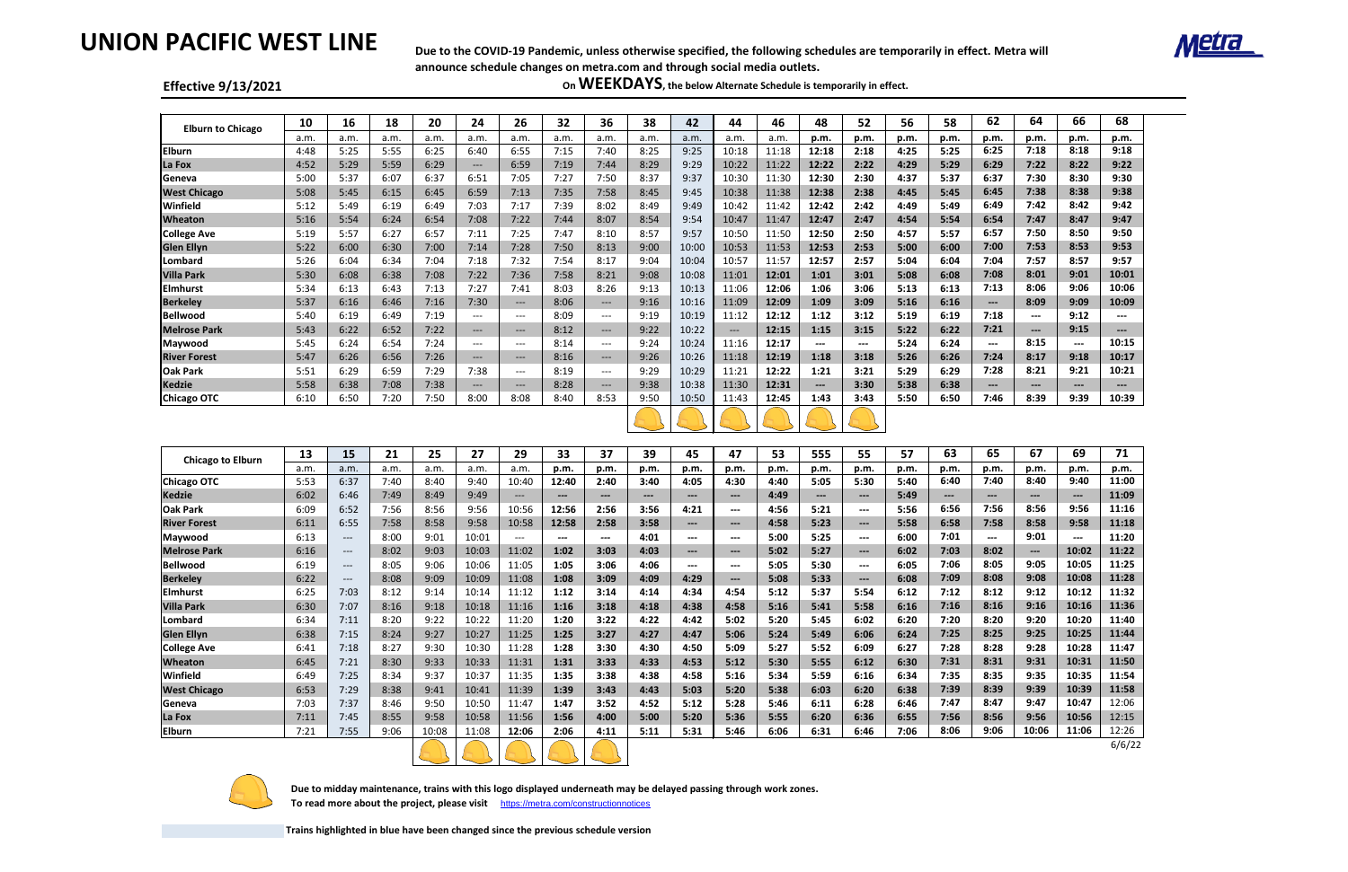# UNION PACIFIC WEST LINE

**Due to the COVID-19 Pandemic, unless otherwise specified, the following schedules are temporarily in effect. Metra will announce schedule changes on metra.com and through social media outlets.**

**Effective 9/13/2021**

**On WEEKDAYS, the below Alternate Schedule is temporarily in effect.**

| Elburn to Chicago | 10 | 16 | 18 | 20 | 24 | 26 | 32 | 36 | 38 | 42 | 44 | 46 | 48 | 52 | 56 | 58 | 62 | 64 | 66 | 68 |
|---|---|---|---|---|---|---|---|---|---|---|---|---|---|---|---|---|---|---|---|---|
| | a.m. | a.m. | a.m. | a.m. | a.m. | a.m. | a.m. | a.m. | a.m. | a.m. | a.m. | a.m. | p.m. | p.m. | p.m. | p.m. | p.m. | p.m. | p.m. | p.m. |
| Elburn | 4:48 | 5:25 | 5:55 | 6:25 | 6:40 | 6:55 | 7:15 | 7:40 | 8:25 | 9:25 | 10:18 | 11:18 | 12:18 | 2:18 | 4:25 | 5:25 | 6:25 | 7:18 | 8:18 | 9:18 |
| La Fox | 4:52 | 5:29 | 5:59 | 6:29 | --- | 6:59 | 7:19 | 7:44 | 8:29 | 9:29 | 10:22 | 11:22 | 12:22 | 2:22 | 4:29 | 5:29 | 6:29 | 7:22 | 8:22 | 9:22 |
| Geneva | 5:00 | 5:37 | 6:07 | 6:37 | 6:51 | 7:05 | 7:27 | 7:50 | 8:37 | 9:37 | 10:30 | 11:30 | 12:30 | 2:30 | 4:37 | 5:37 | 6:37 | 7:30 | 8:30 | 9:30 |
| West Chicago | 5:08 | 5:45 | 6:15 | 6:45 | 6:59 | 7:13 | 7:35 | 7:58 | 8:45 | 9:45 | 10:38 | 11:38 | 12:38 | 2:38 | 4:45 | 5:45 | 6:45 | 7:38 | 8:38 | 9:38 |
| Winfield | 5:12 | 5:49 | 6:19 | 6:49 | 7:03 | 7:17 | 7:39 | 8:02 | 8:49 | 9:49 | 10:42 | 11:42 | 12:42 | 2:42 | 4:49 | 5:49 | 6:49 | 7:42 | 8:42 | 9:42 |
| Wheaton | 5:16 | 5:54 | 6:24 | 6:54 | 7:08 | 7:22 | 7:44 | 8:07 | 8:54 | 9:54 | 10:47 | 11:47 | 12:47 | 2:47 | 4:54 | 5:54 | 6:54 | 7:47 | 8:47 | 9:47 |
| College Ave | 5:19 | 5:57 | 6:27 | 6:57 | 7:11 | 7:25 | 7:47 | 8:10 | 8:57 | 9:57 | 10:50 | 11:50 | 12:50 | 2:50 | 4:57 | 5:57 | 6:57 | 7:50 | 8:50 | 9:50 |
| Glen Ellyn | 5:22 | 6:00 | 6:30 | 7:00 | 7:14 | 7:28 | 7:50 | 8:13 | 9:00 | 10:00 | 10:53 | 11:53 | 12:53 | 2:53 | 5:00 | 6:00 | 7:00 | 7:53 | 8:53 | 9:53 |
| Lombard | 5:26 | 6:04 | 6:34 | 7:04 | 7:18 | 7:32 | 7:54 | 8:17 | 9:04 | 10:04 | 10:57 | 11:57 | 12:57 | 2:57 | 5:04 | 6:04 | 7:04 | 7:57 | 8:57 | 9:57 |
| Villa Park | 5:30 | 6:08 | 6:38 | 7:08 | 7:22 | 7:36 | 7:58 | 8:21 | 9:08 | 10:08 | 11:01 | 12:01 | 1:01 | 3:01 | 5:08 | 6:08 | 7:08 | 8:01 | 9:01 | 10:01 |
| Elmhurst | 5:34 | 6:13 | 6:43 | 7:13 | 7:27 | 7:41 | 8:03 | 8:26 | 9:13 | 10:13 | 11:06 | 12:06 | 1:06 | 3:06 | 5:13 | 6:13 | 7:13 | 8:06 | 9:06 | 10:06 |
| Berkeley | 5:37 | 6:16 | 6:46 | 7:16 | 7:30 | --- | 8:06 | --- | 9:16 | 10:16 | 11:09 | 12:09 | 1:09 | 3:09 | 5:16 | 6:16 | --- | 8:09 | 9:09 | 10:09 |
| Bellwood | 5:40 | 6:19 | 6:49 | 7:19 | --- | --- | 8:09 | --- | 9:19 | 10:19 | 11:12 | 12:12 | 1:12 | 3:12 | 5:19 | 6:19 | 7:18 | --- | 9:12 | --- |
| Melrose Park | 5:43 | 6:22 | 6:52 | 7:22 | --- | --- | 8:12 | --- | 9:22 | 10:22 | --- | 12:15 | 1:15 | 3:15 | 5:22 | 6:22 | 7:21 | --- | 9:15 | --- |
| Maywood | 5:45 | 6:24 | 6:54 | 7:24 | --- | --- | 8:14 | --- | 9:24 | 10:24 | 11:16 | 12:17 | --- | --- | 5:24 | 6:24 | --- | 8:15 | --- | 10:15 |
| River Forest | 5:47 | 6:26 | 6:56 | 7:26 | --- | --- | 8:16 | --- | 9:26 | 10:26 | 11:18 | 12:19 | 1:18 | 3:18 | 5:26 | 6:26 | 7:24 | 8:17 | 9:18 | 10:17 |
| Oak Park | 5:51 | 6:29 | 6:59 | 7:29 | 7:38 | --- | 8:19 | --- | 9:29 | 10:29 | 11:21 | 12:22 | 1:21 | 3:21 | 5:29 | 6:29 | 7:28 | 8:21 | 9:21 | 10:21 |
| Kedzie | 5:58 | 6:38 | 7:08 | 7:38 | --- | --- | 8:28 | --- | 9:38 | 10:38 | 11:30 | 12:31 | --- | 3:30 | 5:38 | 6:38 | --- | --- | --- | --- |
| Chicago OTC | 6:10 | 6:50 | 7:20 | 7:50 | 8:00 | 8:08 | 8:40 | 8:53 | 9:50 | 10:50 | 11:43 | 12:45 | 1:43 | 3:43 | 5:50 | 6:50 | 7:46 | 8:39 | 9:39 | 10:39 |

| Chicago to Elburn | 13 | 15 | 21 | 25 | 27 | 29 | 33 | 37 | 39 | 45 | 47 | 53 | 555 | 55 | 57 | 63 | 65 | 67 | 69 | 71 |
|---|---|---|---|---|---|---|---|---|---|---|---|---|---|---|---|---|---|---|---|---|
| | a.m. | a.m. | a.m. | a.m. | a.m. | a.m. | p.m. | p.m. | p.m. | p.m. | p.m. | p.m. | p.m. | p.m. | p.m. | p.m. | p.m. | p.m. | p.m. | p.m. |
| Chicago OTC | 5:53 | 6:37 | 7:40 | 8:40 | 9:40 | 10:40 | 12:40 | 2:40 | 3:40 | 4:05 | 4:30 | 4:40 | 5:05 | 5:30 | 5:40 | 6:40 | 7:40 | 8:40 | 9:40 | 11:00 |
| Kedzie | 6:02 | 6:46 | 7:49 | 8:49 | 9:49 | --- | --- | --- | --- | --- | --- | 4:49 | --- | --- | 5:49 | --- | --- | --- | --- | 11:09 |
| Oak Park | 6:09 | 6:52 | 7:56 | 8:56 | 9:56 | 10:56 | 12:56 | 2:56 | 3:56 | 4:21 | --- | 4:56 | 5:21 | --- | 5:56 | 6:56 | 7:56 | 8:56 | 9:56 | 11:16 |
| River Forest | 6:11 | 6:55 | 7:58 | 8:58 | 9:58 | 10:58 | 12:58 | 2:58 | 3:58 | --- | --- | 4:58 | 5:23 | --- | 5:58 | 6:58 | 7:58 | 8:58 | 9:58 | 11:18 |
| Maywood | 6:13 | --- | 8:00 | 9:01 | 10:01 | --- | --- | --- | 4:01 | --- | --- | 5:00 | 5:25 | --- | 6:00 | 7:01 | --- | 9:01 | --- | 11:20 |
| Melrose Park | 6:16 | --- | 8:02 | 9:03 | 10:03 | 11:02 | 1:02 | 3:03 | 4:03 | --- | --- | 5:02 | 5:27 | --- | 6:02 | 7:03 | 8:02 | --- | 10:02 | 11:22 |
| Bellwood | 6:19 | --- | 8:05 | 9:06 | 10:06 | 11:05 | 1:05 | 3:06 | 4:06 | --- | --- | 5:05 | 5:30 | --- | 6:05 | 7:06 | 8:05 | 9:05 | 10:05 | 11:25 |
| Berkeley | 6:22 | --- | 8:08 | 9:09 | 10:09 | 11:08 | 1:08 | 3:09 | 4:09 | 4:29 | --- | 5:08 | 5:33 | --- | 6:08 | 7:09 | 8:08 | 9:08 | 10:08 | 11:28 |
| Elmhurst | 6:25 | 7:03 | 8:12 | 9:14 | 10:14 | 11:12 | 1:12 | 3:14 | 4:14 | 4:34 | 4:54 | 5:12 | 5:37 | 5:54 | 6:12 | 7:12 | 8:12 | 9:12 | 10:12 | 11:32 |
| Villa Park | 6:30 | 7:07 | 8:16 | 9:18 | 10:18 | 11:16 | 1:16 | 3:18 | 4:18 | 4:38 | 4:58 | 5:16 | 5:41 | 5:58 | 6:16 | 7:16 | 8:16 | 9:16 | 10:16 | 11:36 |
| Lombard | 6:34 | 7:11 | 8:20 | 9:22 | 10:22 | 11:20 | 1:20 | 3:22 | 4:22 | 4:42 | 5:02 | 5:20 | 5:45 | 6:02 | 6:20 | 7:20 | 8:20 | 9:20 | 10:20 | 11:40 |
| Glen Ellyn | 6:38 | 7:15 | 8:24 | 9:27 | 10:27 | 11:25 | 1:25 | 3:27 | 4:27 | 4:47 | 5:06 | 5:24 | 5:49 | 6:06 | 6:24 | 7:25 | 8:25 | 9:25 | 10:25 | 11:44 |
| College Ave | 6:41 | 7:18 | 8:27 | 9:30 | 10:30 | 11:28 | 1:28 | 3:30 | 4:30 | 4:50 | 5:09 | 5:27 | 5:52 | 6:09 | 6:27 | 7:28 | 8:28 | 9:28 | 10:28 | 11:47 |
| Wheaton | 6:45 | 7:21 | 8:30 | 9:33 | 10:33 | 11:31 | 1:31 | 3:33 | 4:33 | 4:53 | 5:12 | 5:30 | 5:55 | 6:12 | 6:30 | 7:31 | 8:31 | 9:31 | 10:31 | 11:50 |
| Winfield | 6:49 | 7:25 | 8:34 | 9:37 | 10:37 | 11:35 | 1:35 | 3:38 | 4:38 | 4:58 | 5:16 | 5:34 | 5:59 | 6:16 | 6:34 | 7:35 | 8:35 | 9:35 | 10:35 | 11:54 |
| West Chicago | 6:53 | 7:29 | 8:38 | 9:41 | 10:41 | 11:39 | 1:39 | 3:43 | 4:43 | 5:03 | 5:20 | 5:38 | 6:03 | 6:20 | 6:38 | 7:39 | 8:39 | 9:39 | 10:39 | 11:58 |
| Geneva | 7:03 | 7:37 | 8:46 | 9:50 | 10:50 | 11:47 | 1:47 | 3:52 | 4:52 | 5:12 | 5:28 | 5:46 | 6:11 | 6:28 | 6:46 | 7:47 | 8:47 | 9:47 | 10:47 | 12:06 |
| La Fox | 7:11 | 7:45 | 8:55 | 9:58 | 10:58 | 11:56 | 1:56 | 4:00 | 5:00 | 5:20 | 5:36 | 5:55 | 6:20 | 6:36 | 6:55 | 7:56 | 8:56 | 9:56 | 10:56 | 12:15 |
| Elburn | 7:21 | 7:55 | 9:06 | 10:08 | 11:08 | 12:06 | 2:06 | 4:11 | 5:11 | 5:31 | 5:46 | 6:06 | 6:31 | 6:46 | 7:06 | 8:06 | 9:06 | 10:06 | 11:06 | 12:26 |

6/6/22

**Due to midday maintenance, trains with this logo displayed underneath may be delayed passing through work zones.**
**To read more about the project, please visit** https://metra.com/constructionnotices

**Trains highlighted in blue have been changed since the previous schedule version**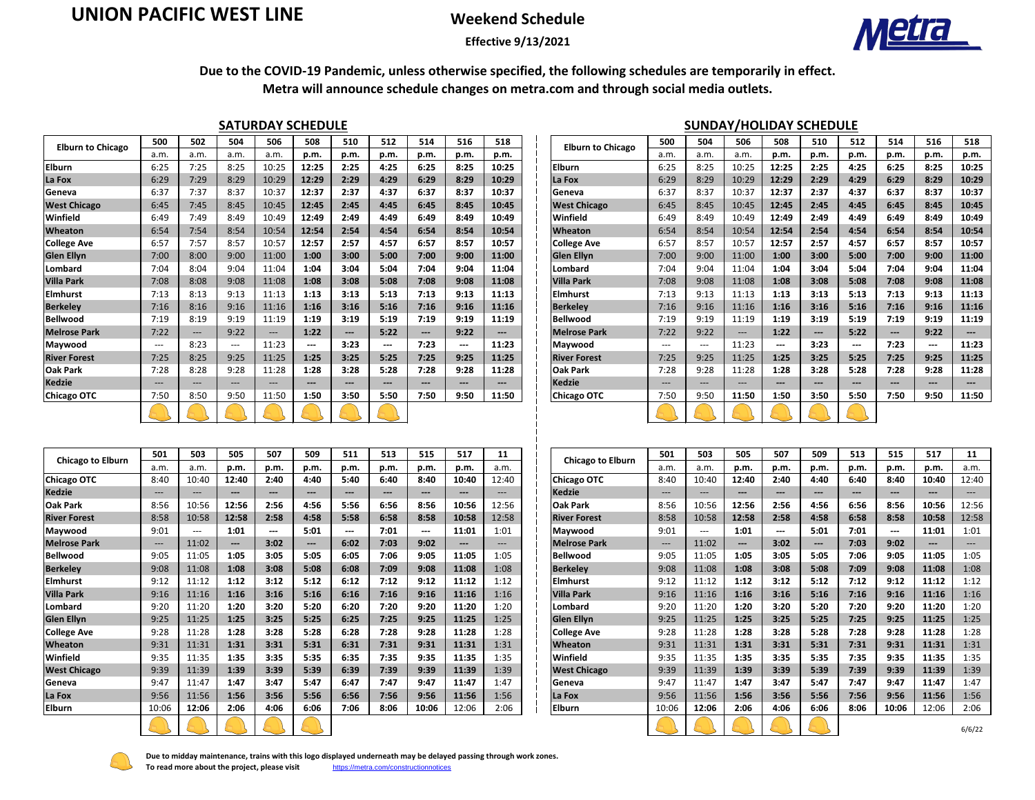# UNION PACIFIC WEST LINE

## Weekend Schedule

**Effective 9/13/2021**

**Due to the COVID-19 Pandemic, unless otherwise specified, the following schedules are temporarily in effect.**
**Metra will announce schedule changes on metra.com and through social media outlets.**

## SATURDAY SCHEDULE

| Elburn to Chicago | 500 | 502 | 504 | 506 | 508 | 510 | 512 | 514 | 516 | 518 |
|---|---|---|---|---|---|---|---|---|---|---|
| | a.m. | a.m. | a.m. | a.m. | p.m. | p.m. | p.m. | p.m. | p.m. | p.m. |
| Elburn | 6:25 | 7:25 | 8:25 | 10:25 | 12:25 | 2:25 | 4:25 | 6:25 | 8:25 | 10:25 |
| La Fox | 6:29 | 7:29 | 8:29 | 10:29 | 12:29 | 2:29 | 4:29 | 6:29 | 8:29 | 10:29 |
| Geneva | 6:37 | 7:37 | 8:37 | 10:37 | 12:37 | 2:37 | 4:37 | 6:37 | 8:37 | 10:37 |
| West Chicago | 6:45 | 7:45 | 8:45 | 10:45 | 12:45 | 2:45 | 4:45 | 6:45 | 8:45 | 10:45 |
| Winfield | 6:49 | 7:49 | 8:49 | 10:49 | 12:49 | 2:49 | 4:49 | 6:49 | 8:49 | 10:49 |
| Wheaton | 6:54 | 7:54 | 8:54 | 10:54 | 12:54 | 2:54 | 4:54 | 6:54 | 8:54 | 10:54 |
| College Ave | 6:57 | 7:57 | 8:57 | 10:57 | 12:57 | 2:57 | 4:57 | 6:57 | 8:57 | 10:57 |
| Glen Ellyn | 7:00 | 8:00 | 9:00 | 11:00 | 1:00 | 3:00 | 5:00 | 7:00 | 9:00 | 11:00 |
| Lombard | 7:04 | 8:04 | 9:04 | 11:04 | 1:04 | 3:04 | 5:04 | 7:04 | 9:04 | 11:04 |
| Villa Park | 7:08 | 8:08 | 9:08 | 11:08 | 1:08 | 3:08 | 5:08 | 7:08 | 9:08 | 11:08 |
| Elmhurst | 7:13 | 8:13 | 9:13 | 11:13 | 1:13 | 3:13 | 5:13 | 7:13 | 9:13 | 11:13 |
| Berkeley | 7:16 | 8:16 | 9:16 | 11:16 | 1:16 | 3:16 | 5:16 | 7:16 | 9:16 | 11:16 |
| Bellwood | 7:19 | 8:19 | 9:19 | 11:19 | 1:19 | 3:19 | 5:19 | 7:19 | 9:19 | 11:19 |
| Melrose Park | 7:22 | --- | 9:22 | --- | 1:22 | --- | 5:22 | --- | 9:22 | --- |
| Maywood | --- | 8:23 | --- | 11:23 | --- | 3:23 | --- | 7:23 | --- | 11:23 |
| River Forest | 7:25 | 8:25 | 9:25 | 11:25 | 1:25 | 3:25 | 5:25 | 7:25 | 9:25 | 11:25 |
| Oak Park | 7:28 | 8:28 | 9:28 | 11:28 | 1:28 | 3:28 | 5:28 | 7:28 | 9:28 | 11:28 |
| Kedzie | --- | --- | --- | --- | --- | --- | --- | --- | --- | --- |
| Chicago OTC | 7:50 | 8:50 | 9:50 | 11:50 | 1:50 | 3:50 | 5:50 | 7:50 | 9:50 | 11:50 |

| Chicago to Elburn | 501 | 503 | 505 | 507 | 509 | 511 | 513 | 515 | 517 | 11 |
|---|---|---|---|---|---|---|---|---|---|---|
| | a.m. | a.m. | p.m. | p.m. | p.m. | p.m. | p.m. | p.m. | p.m. | a.m. |
| Chicago OTC | 8:40 | 10:40 | 12:40 | 2:40 | 4:40 | 5:40 | 6:40 | 8:40 | 10:40 | 12:40 |
| Kedzie | --- | --- | --- | --- | --- | --- | --- | --- | --- | --- |
| Oak Park | 8:56 | 10:56 | 12:56 | 2:56 | 4:56 | 5:56 | 6:56 | 8:56 | 10:56 | 12:56 |
| River Forest | 8:58 | 10:58 | 12:58 | 2:58 | 4:58 | 5:58 | 6:58 | 8:58 | 10:58 | 12:58 |
| Maywood | 9:01 | --- | 1:01 | --- | 5:01 | --- | 7:01 | --- | 11:01 | 1:01 |
| Melrose Park | --- | 11:02 | --- | 3:02 | --- | 6:02 | 7:03 | 9:02 | --- | --- |
| Bellwood | 9:05 | 11:05 | 1:05 | 3:05 | 5:05 | 6:05 | 7:06 | 9:05 | 11:05 | 1:05 |
| Berkeley | 9:08 | 11:08 | 1:08 | 3:08 | 5:08 | 6:08 | 7:09 | 9:08 | 11:08 | 1:08 |
| Elmhurst | 9:12 | 11:12 | 1:12 | 3:12 | 5:12 | 6:12 | 7:12 | 9:12 | 11:12 | 1:12 |
| Villa Park | 9:16 | 11:16 | 1:16 | 3:16 | 5:16 | 6:16 | 7:16 | 9:16 | 11:16 | 1:16 |
| Lombard | 9:20 | 11:20 | 1:20 | 3:20 | 5:20 | 6:20 | 7:20 | 9:20 | 11:20 | 1:20 |
| Glen Ellyn | 9:25 | 11:25 | 1:25 | 3:25 | 5:25 | 6:25 | 7:25 | 9:25 | 11:25 | 1:25 |
| College Ave | 9:28 | 11:28 | 1:28 | 3:28 | 5:28 | 6:28 | 7:28 | 9:28 | 11:28 | 1:28 |
| Wheaton | 9:31 | 11:31 | 1:31 | 3:31 | 5:31 | 6:31 | 7:31 | 9:31 | 11:31 | 1:31 |
| Winfield | 9:35 | 11:35 | 1:35 | 3:35 | 5:35 | 6:35 | 7:35 | 9:35 | 11:35 | 1:35 |
| West Chicago | 9:39 | 11:39 | 1:39 | 3:39 | 5:39 | 6:39 | 7:39 | 9:39 | 11:39 | 1:39 |
| Geneva | 9:47 | 11:47 | 1:47 | 3:47 | 5:47 | 6:47 | 7:47 | 9:47 | 11:47 | 1:47 |
| La Fox | 9:56 | 11:56 | 1:56 | 3:56 | 5:56 | 6:56 | 7:56 | 9:56 | 11:56 | 1:56 |
| Elburn | 10:06 | 12:06 | 2:06 | 4:06 | 6:06 | 7:06 | 8:06 | 10:06 | 12:06 | 2:06 |

## SUNDAY/HOLIDAY SCHEDULE

| Elburn to Chicago | 500 | 504 | 506 | 508 | 510 | 512 | 514 | 516 | 518 |
|---|---|---|---|---|---|---|---|---|---|
| | a.m. | a.m. | a.m. | p.m. | p.m. | p.m. | p.m. | p.m. | p.m. |
| Elburn | 6:25 | 8:25 | 10:25 | 12:25 | 2:25 | 4:25 | 6:25 | 8:25 | 10:25 |
| La Fox | 6:29 | 8:29 | 10:29 | 12:29 | 2:29 | 4:29 | 6:29 | 8:29 | 10:29 |
| Geneva | 6:37 | 8:37 | 10:37 | 12:37 | 2:37 | 4:37 | 6:37 | 8:37 | 10:37 |
| West Chicago | 6:45 | 8:45 | 10:45 | 12:45 | 2:45 | 4:45 | 6:45 | 8:45 | 10:45 |
| Winfield | 6:49 | 8:49 | 10:49 | 12:49 | 2:49 | 4:49 | 6:49 | 8:49 | 10:49 |
| Wheaton | 6:54 | 8:54 | 10:54 | 12:54 | 2:54 | 4:54 | 6:54 | 8:54 | 10:54 |
| College Ave | 6:57 | 8:57 | 10:57 | 12:57 | 2:57 | 4:57 | 6:57 | 8:57 | 10:57 |
| Glen Ellyn | 7:00 | 9:00 | 11:00 | 1:00 | 3:00 | 5:00 | 7:00 | 9:00 | 11:00 |
| Lombard | 7:04 | 9:04 | 11:04 | 1:04 | 3:04 | 5:04 | 7:04 | 9:04 | 11:04 |
| Villa Park | 7:08 | 9:08 | 11:08 | 1:08 | 3:08 | 5:08 | 7:08 | 9:08 | 11:08 |
| Elmhurst | 7:13 | 9:13 | 11:13 | 1:13 | 3:13 | 5:13 | 7:13 | 9:13 | 11:13 |
| Berkeley | 7:16 | 9:16 | 11:16 | 1:16 | 3:16 | 5:16 | 7:16 | 9:16 | 11:16 |
| Bellwood | 7:19 | 9:19 | 11:19 | 1:19 | 3:19 | 5:19 | 7:19 | 9:19 | 11:19 |
| Melrose Park | 7:22 | 9:22 | --- | 1:22 | --- | 5:22 | --- | 9:22 | --- |
| Maywood | --- | --- | 11:23 | --- | 3:23 | --- | 7:23 | --- | 11:23 |
| River Forest | 7:25 | 9:25 | 11:25 | 1:25 | 3:25 | 5:25 | 7:25 | 9:25 | 11:25 |
| Oak Park | 7:28 | 9:28 | 11:28 | 1:28 | 3:28 | 5:28 | 7:28 | 9:28 | 11:28 |
| Kedzie | --- | --- | --- | --- | --- | --- | --- | --- | --- |
| Chicago OTC | 7:50 | 9:50 | 11:50 | 1:50 | 3:50 | 5:50 | 7:50 | 9:50 | 11:50 |

| Chicago to Elburn | 501 | 503 | 505 | 507 | 509 | 513 | 515 | 517 | 11 |
|---|---|---|---|---|---|---|---|---|---|
| | a.m. | a.m. | p.m. | p.m. | p.m. | p.m. | p.m. | p.m. | a.m. |
| Chicago OTC | 8:40 | 10:40 | 12:40 | 2:40 | 4:40 | 6:40 | 8:40 | 10:40 | 12:40 |
| Kedzie | --- | --- | --- | --- | --- | --- | --- | --- | --- |
| Oak Park | 8:56 | 10:56 | 12:56 | 2:56 | 4:56 | 6:56 | 8:56 | 10:56 | 12:56 |
| River Forest | 8:58 | 10:58 | 12:58 | 2:58 | 4:58 | 6:58 | 8:58 | 10:58 | 12:58 |
| Maywood | 9:01 | --- | 1:01 | --- | 5:01 | 7:01 | --- | 11:01 | 1:01 |
| Melrose Park | --- | 11:02 | --- | 3:02 | --- | 7:03 | 9:02 | --- | --- |
| Bellwood | 9:05 | 11:05 | 1:05 | 3:05 | 5:05 | 7:06 | 9:05 | 11:05 | 1:05 |
| Berkeley | 9:08 | 11:08 | 1:08 | 3:08 | 5:08 | 7:09 | 9:08 | 11:08 | 1:08 |
| Elmhurst | 9:12 | 11:12 | 1:12 | 3:12 | 5:12 | 7:12 | 9:12 | 11:12 | 1:12 |
| Villa Park | 9:16 | 11:16 | 1:16 | 3:16 | 5:16 | 7:16 | 9:16 | 11:16 | 1:16 |
| Lombard | 9:20 | 11:20 | 1:20 | 3:20 | 5:20 | 7:20 | 9:20 | 11:20 | 1:20 |
| Glen Ellyn | 9:25 | 11:25 | 1:25 | 3:25 | 5:25 | 7:25 | 9:25 | 11:25 | 1:25 |
| College Ave | 9:28 | 11:28 | 1:28 | 3:28 | 5:28 | 7:28 | 9:28 | 11:28 | 1:28 |
| Wheaton | 9:31 | 11:31 | 1:31 | 3:31 | 5:31 | 7:31 | 9:31 | 11:31 | 1:31 |
| Winfield | 9:35 | 11:35 | 1:35 | 3:35 | 5:35 | 7:35 | 9:35 | 11:35 | 1:35 |
| West Chicago | 9:39 | 11:39 | 1:39 | 3:39 | 5:39 | 7:39 | 9:39 | 11:39 | 1:39 |
| Geneva | 9:47 | 11:47 | 1:47 | 3:47 | 5:47 | 7:47 | 9:47 | 11:47 | 1:47 |
| La Fox | 9:56 | 11:56 | 1:56 | 3:56 | 5:56 | 7:56 | 9:56 | 11:56 | 1:56 |
| Elburn | 10:06 | 12:06 | 2:06 | 4:06 | 6:06 | 8:06 | 10:06 | 12:06 | 2:06 |

6/6/22

**Due to midday maintenance, trains with this logo displayed underneath may be delayed passing through work zones.**
**To read more about the project, please visit** https://metra.com/constructionnotices